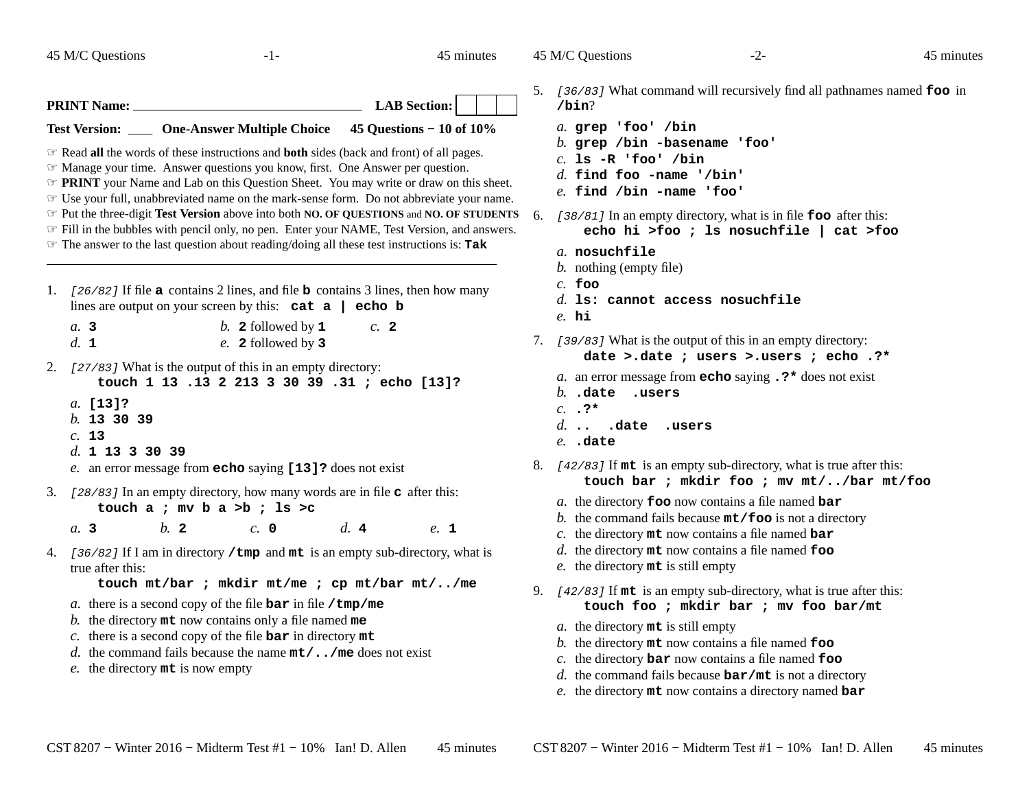**PRINT Name:** ________________________________ **LAB Section:** | | | |

**Test Version:** ___ **One-Answer Multiple Choice** **45 Questions − 10 of 10%**

☞ Read **all** the words of these instructions and **both** sides (back and front) of all pages.
☞ Manage your time. Answer questions you know, first. One Answer per question.
☞ **PRINT** your Name and Lab on this Question Sheet. You may write or draw on this sheet.
☞ Use your full, unabbreviated name on the mark-sense form. Do not abbreviate your name.
☞ Put the three-digit **Test Version** above into both **NO. OF QUESTIONS** and **NO. OF STUDENTS**
☞ Fill in the bubbles with pencil only, no pen. Enter your NAME, Test Version, and answers.
☞ The answer to the last question about reading/doing all these test instructions is: **`Tak`**

---

1. *[26/82]* If file **`a`** contains 2 lines, and file **`b`** contains 3 lines, then how many lines are output on your screen by this: **`cat a | echo b`**

   *a.* **`3`** *b.* **`2`** followed by **`1`** *c.* **`2`**
   *d.* **`1`** *e.* **`2`** followed by **`3`**

2. *[27/83]* What is the output of this in an empty directory:
   **`touch 1 13 .13 2 213 3 30 39 .31 ; echo [13]?`**

   *a.* **`[13]?`**
   *b.* **`13 30 39`**
   *c.* **`13`**
   *d.* **`1 13 3 30 39`**
   *e.* an error message from **`echo`** saying **`[13]?`** does not exist

3. *[28/83]* In an empty directory, how many words are in file **`c`** after this:
   **`touch a ; mv b a >b ; ls >c`**

   *a.* **`3`** *b.* **`2`** *c.* **`0`** *d.* **`4`** *e.* **`1`**

4. *[36/82]* If I am in directory **`/tmp`** and **`mt`** is an empty sub-directory, what is true after this:
   **`touch mt/bar ; mkdir mt/me ; cp mt/bar mt/../me`**

   *a.* there is a second copy of the file **`bar`** in file **`/tmp/me`**
   *b.* the directory **`mt`** now contains only a file named **`me`**
   *c.* there is a second copy of the file **`bar`** in directory **`mt`**
   *d.* the command fails because the name **`mt/../me`** does not exist
   *e.* the directory **`mt`** is now empty

5. *[36/83]* What command will recursively find all pathnames named **`foo`** in **`/bin`**?

   *a.* **`grep 'foo' /bin`**
   *b.* **`grep /bin -basename 'foo'`**
   *c.* **`ls -R 'foo' /bin`**
   *d.* **`find foo -name '/bin'`**
   *e.* **`find /bin -name 'foo'`**

6. *[38/81]* In an empty directory, what is in file **`foo`** after this:
   **`echo hi >foo ; ls nosuchfile | cat >foo`**

   *a.* **`nosuchfile`**
   *b.* nothing (empty file)
   *c.* **`foo`**
   *d.* **`ls: cannot access nosuchfile`**
   *e.* **`hi`**

7. *[39/83]* What is the output of this in an empty directory:
   **`date >.date ; users >.users ; echo .?*`**

   *a.* an error message from **`echo`** saying **`.?*`** does not exist
   *b.* **`.date .users`**
   *c.* **`.?*`**
   *d.* **`.. .date .users`**
   *e.* **`.date`**

8. *[42/83]* If **`mt`** is an empty sub-directory, what is true after this:
   **`touch bar ; mkdir foo ; mv mt/../bar mt/foo`**

   *a.* the directory **`foo`** now contains a file named **`bar`**
   *b.* the command fails because **`mt/foo`** is not a directory
   *c.* the directory **`mt`** now contains a file named **`bar`**
   *d.* the directory **`mt`** now contains a file named **`foo`**
   *e.* the directory **`mt`** is still empty

9. *[42/83]* If **`mt`** is an empty sub-directory, what is true after this:
   **`touch foo ; mkdir bar ; mv foo bar/mt`**

   *a.* the directory **`mt`** is still empty
   *b.* the directory **`mt`** now contains a file named **`foo`**
   *c.* the directory **`bar`** now contains a file named **`foo`**
   *d.* the command fails because **`bar/mt`** is not a directory
   *e.* the directory **`mt`** now contains a directory named **`bar`**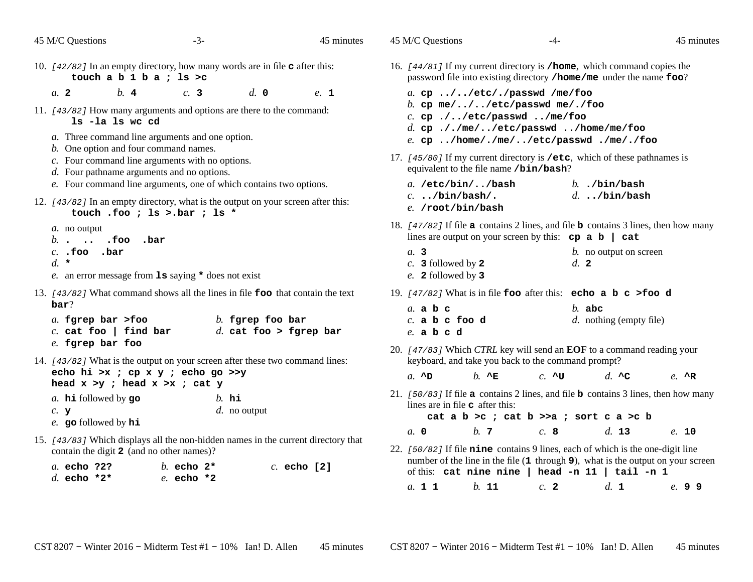10. *[42/82]* In an empty directory, how many words are in file **c** after this:
    **touch a b 1 b a ; ls >c**

    *a.* **2** *b.* **4** *c.* **3** *d.* **0** *e.* **1**

11. *[43/82]* How many arguments and options are there to the command:
    **ls -la ls wc cd**

    *a.* Three command line arguments and one option.
    *b.* One option and four command names.
    *c.* Four command line arguments with no options.
    *d.* Four pathname arguments and no options.
    *e.* Four command line arguments, one of which contains two options.

12. *[43/82]* In an empty directory, what is the output on your screen after this:
    **touch .foo ; ls >.bar ; ls ***

    *a.* no output
    *b.* **. .. .foo .bar**
    *c.* **.foo .bar**
    *d.* *
    *e.* an error message from **ls** saying * does not exist

13. *[43/82]* What command shows all the lines in file **foo** that contain the text **bar**?

    *a.* **fgrep bar >foo**
    *b.* **fgrep foo bar**
    *c.* **cat foo | find bar**
    *d.* **cat foo > fgrep bar**
    *e.* **fgrep bar foo**

14. *[43/82]* What is the output on your screen after these two command lines:
    **echo hi >x ; cp x y ; echo go >>y**
    **head x >y ; head x >x ; cat y**

    *a.* **hi** followed by **go**
    *b.* **hi**
    *c.* **y**
    *d.* no output
    *e.* **go** followed by **hi**

15. *[43/83]* Which displays all the non-hidden names in the current directory that contain the digit **2** (and no other names)?

    *a.* **echo ?2?**
    *b.* **echo 2***
    *c.* **echo [2]**
    *d.* **echo *2***
    *e.* **echo *2**

16. *[44/81]* If my current directory is **/home**, which command copies the password file into existing directory **/home/me** under the name **foo**?

    *a.* **cp ../../etc/./passwd /me/foo**
    *b.* **cp me/../../etc/passwd me/./foo**
    *c.* **cp ./../etc/passwd ../me/foo**
    *d.* **cp ././me/../etc/passwd ../home/me/foo**
    *e.* **cp ../home/./me/../etc/passwd ./me/./foo**

17. *[45/80]* If my current directory is **/etc**, which of these pathnames is equivalent to the file name **/bin/bash**?

    *a.* **/etc/bin/../bash**
    *b.* **./bin/bash**
    *c.* **../bin/bash/.**
    *d.* **../bin/bash**
    *e.* **/root/bin/bash**

18. *[47/82]* If file **a** contains 2 lines, and file **b** contains 3 lines, then how many lines are output on your screen by this: **cp a b | cat**

    *a.* **3**
    *b.* no output on screen
    *c.* **3** followed by **2**
    *d.* **2**
    *e.* **2** followed by **3**

19. *[47/82]* What is in file **foo** after this: **echo a b c >foo d**

    *a.* **a b c**
    *b.* **abc**
    *c.* **a b c foo d**
    *d.* nothing (empty file)
    *e.* **a b c d**

20. *[47/83]* Which *CTRL* key will send an **EOF** to a command reading your keyboard, and take you back to the command prompt?

    *a.* **^D** *b.* **^E** *c.* **^U** *d.* **^C** *e.* **^R**

21. *[50/83]* If file **a** contains 2 lines, and file **b** contains 3 lines, then how many lines are in file **c** after this:
    **cat a b >c ; cat b >>a ; sort c a >c b**

    *a.* **0** *b.* **7** *c.* **8** *d.* **13** *e.* **10**

22. *[50/82]* If file **nine** contains 9 lines, each of which is the one-digit line number of the line in the file (**1** through **9**), what is the output on your screen of this: **cat nine nine | head -n 11 | tail -n 1**

    *a.* **1 1** *b.* **11** *c.* **2** *d.* **1** *e.* **9 9**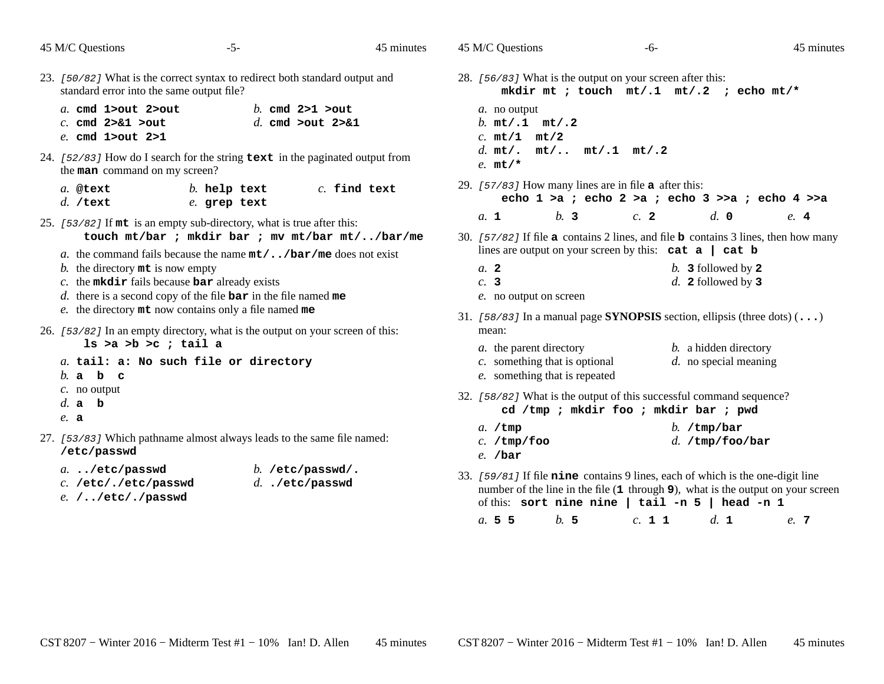23. *[50/82]* What is the correct syntax to redirect both standard output and standard error into the same output file?

    *a.* **cmd 1>out 2>out**
    *b.* **cmd 2>1 >out**
    *c.* **cmd 2>&1 >out**
    *d.* **cmd >out 2>&1**
    *e.* **cmd 1>out 2>1**

24. *[52/83]* How do I search for the string **text** in the paginated output from the **man** command on my screen?

    *a.* **@text**
    *b.* **help text**
    *c.* **find text**
    *d.* **/text**
    *e.* **grep text**

25. *[53/82]* If **mt** is an empty sub-directory, what is true after this:
    **touch mt/bar ; mkdir bar ; mv mt/bar mt/../bar/me**

    *a.* the command fails because the name **mt/../bar/me** does not exist
    *b.* the directory **mt** is now empty
    *c.* the **mkdir** fails because **bar** already exists
    *d.* there is a second copy of the file **bar** in the file named **me**
    *e.* the directory **mt** now contains only a file named **me**

26. *[53/82]* In an empty directory, what is the output on your screen of this:
    **ls >a >b >c ; tail a**

    *a.* **tail: a: No such file or directory**
    *b.* **a b c**
    *c.* no output
    *d.* **a b**
    *e.* **a**

27. *[53/83]* Which pathname almost always leads to the same file named: **/etc/passwd**

    *a.* **../etc/passwd**
    *b.* **/etc/passwd/.**
    *c.* **/etc/./etc/passwd**
    *d.* **./etc/passwd**
    *e.* **/../etc/./passwd**

28. *[56/83]* What is the output on your screen after this:
    **mkdir mt ; touch mt/.1 mt/.2 ; echo mt/***

    *a.* no output
    *b.* **mt/.1 mt/.2**
    *c.* **mt/1 mt/2**
    *d.* **mt/. mt/.. mt/.1 mt/.2**
    *e.* **mt/***

29. *[57/83]* How many lines are in file **a** after this:
    **echo 1 >a ; echo 2 >a ; echo 3 >>a ; echo 4 >>a**

    *a.* **1**
    *b.* **3**
    *c.* **2**
    *d.* **0**
    *e.* **4**

30. *[57/82]* If file **a** contains 2 lines, and file **b** contains 3 lines, then how many lines are output on your screen by this: **cat a | cat b**

    *a.* **2**
    *b.* **3** followed by **2**
    *c.* **3**
    *d.* **2** followed by **3**
    *e.* no output on screen

31. *[58/83]* In a manual page **SYNOPSIS** section, ellipsis (three dots) (**...**) mean:

    *a.* the parent directory
    *b.* a hidden directory
    *c.* something that is optional
    *d.* no special meaning
    *e.* something that is repeated

32. *[58/82]* What is the output of this successful command sequence?
    **cd /tmp ; mkdir foo ; mkdir bar ; pwd**

    *a.* **/tmp**
    *b.* **/tmp/bar**
    *c.* **/tmp/foo**
    *d.* **/tmp/foo/bar**
    *e.* **/bar**

33. *[59/81]* If file **nine** contains 9 lines, each of which is the one-digit line number of the line in the file (**1** through **9**), what is the output on your screen of this: **sort nine nine | tail -n 5 | head -n 1**

    *a.* **5 5**
    *b.* **5**
    *c.* **1 1**
    *d.* **1**
    *e.* **7**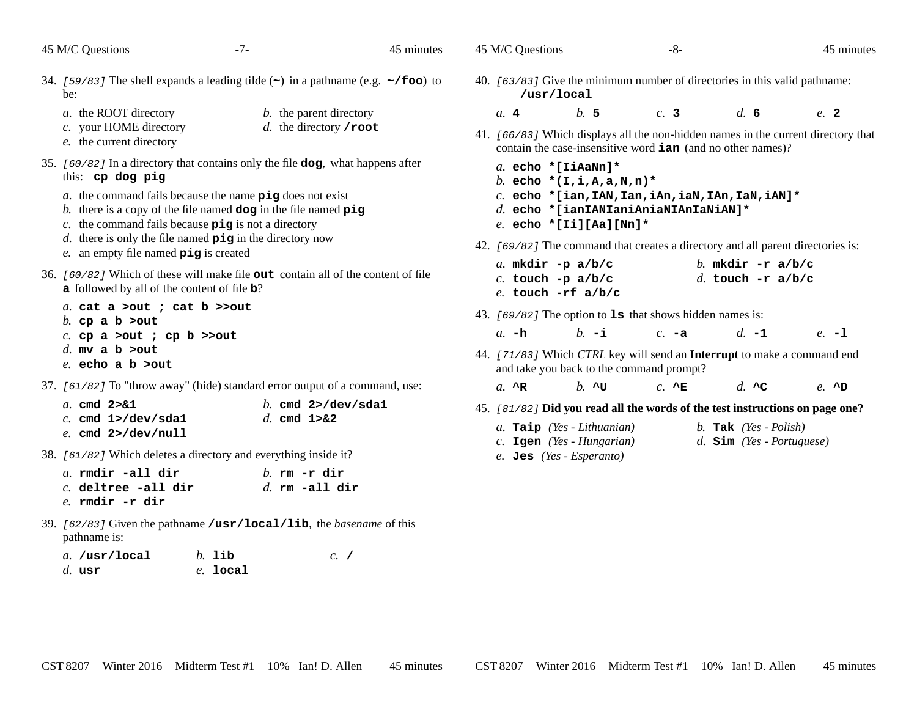34. *[59/83]* The shell expands a leading tilde (**~**) in a pathname (e.g. **~/foo**) to be:

    *a.* the ROOT directory
    *b.* the parent directory
    *c.* your HOME directory
    *d.* the directory **/root**
    *e.* the current directory

35. *[60/82]* In a directory that contains only the file **dog**, what happens after this: **cp dog pig**

    *a.* the command fails because the name **pig** does not exist
    *b.* there is a copy of the file named **dog** in the file named **pig**
    *c.* the command fails because **pig** is not a directory
    *d.* there is only the file named **pig** in the directory now
    *e.* an empty file named **pig** is created

36. *[60/82]* Which of these will make file **out** contain all of the content of file **a** followed by all of the content of file **b**?

    *a.* **cat a >out ; cat b >>out**
    *b.* **cp a b >out**
    *c.* **cp a >out ; cp b >>out**
    *d.* **mv a b >out**
    *e.* **echo a b >out**

37. *[61/82]* To "throw away" (hide) standard error output of a command, use:

    *a.* **cmd 2>&1**
    *b.* **cmd 2>/dev/sda1**
    *c.* **cmd 1>/dev/sda1**
    *d.* **cmd 1>&2**
    *e.* **cmd 2>/dev/null**

38. *[61/82]* Which deletes a directory and everything inside it?

    *a.* **rmdir -all dir**
    *b.* **rm -r dir**
    *c.* **deltree -all dir**
    *d.* **rm -all dir**
    *e.* **rmdir -r dir**

39. *[62/83]* Given the pathname **/usr/local/lib**, the *basename* of this pathname is:

    *a.* **/usr/local**
    *b.* **lib**
    *c.* **/**
    *d.* **usr**
    *e.* **local**

40. *[63/83]* Give the minimum number of directories in this valid pathname: **/usr/local**

    *a.* **4**
    *b.* **5**
    *c.* **3**
    *d.* **6**
    *e.* **2**

41. *[66/83]* Which displays all the non-hidden names in the current directory that contain the case-insensitive word **ian** (and no other names)?

    *a.* **echo *[IiAaNn]***
    *b.* **echo *(I,i,A,a,N,n)***
    *c.* **echo *[ian,IAN,Ian,iAn,iaN,IAn,IaN,iAN]***
    *d.* **echo *[ianIANIaniAniaNIAnIaNiAN]***
    *e.* **echo *[Ii][Aa][Nn]***

42. *[69/82]* The command that creates a directory and all parent directories is:

    *a.* **mkdir -p a/b/c**
    *b.* **mkdir -r a/b/c**
    *c.* **touch -p a/b/c**
    *d.* **touch -r a/b/c**
    *e.* **touch -rf a/b/c**

43. *[69/82]* The option to **ls** that shows hidden names is:

    *a.* **-h**
    *b.* **-i**
    *c.* **-a**
    *d.* **-1**
    *e.* **-l**

44. *[71/83]* Which *CTRL* key will send an **Interrupt** to make a command end and take you back to the command prompt?

    *a.* **^R**
    *b.* **^U**
    *c.* **^E**
    *d.* **^C**
    *e.* **^D**

45. *[81/82]* **Did you read all the words of the test instructions on page one?**

    *a.* **Taip** *(Yes - Lithuanian)*
    *b.* **Tak** *(Yes - Polish)*
    *c.* **Igen** *(Yes - Hungarian)*
    *d.* **Sim** *(Yes - Portuguese)*
    *e.* **Jes** *(Yes - Esperanto)*